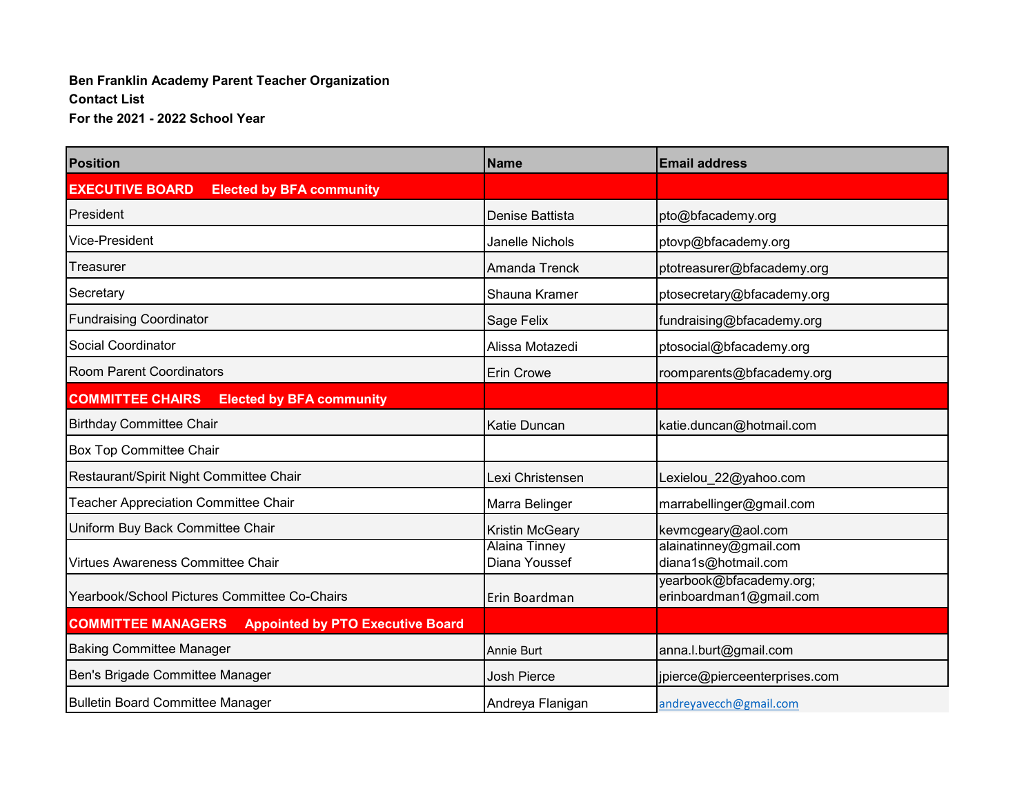**Ben Franklin Academy Parent Teacher Organization**
**Contact List**
**For the 2021 - 2022 School Year**

| Position | Name | Email address |
|---|---|---|
| **EXECUTIVE BOARD Elected by BFA community** | | |
| President | Denise Battista | pto@bfacademy.org |
| Vice-President | Janelle Nichols | ptovp@bfacademy.org |
| Treasurer | Amanda Trenck | ptotreasurer@bfacademy.org |
| Secretary | Shauna Kramer | ptosecretary@bfacademy.org |
| Fundraising Coordinator | Sage Felix | fundraising@bfacademy.org |
| Social Coordinator | Alissa Motazedi | ptosocial@bfacademy.org |
| Room Parent Coordinators | Erin Crowe | roomparents@bfacademy.org |
| **COMMITTEE CHAIRS Elected by BFA community** | | |
| Birthday Committee Chair | Katie Duncan | katie.duncan@hotmail.com |
| Box Top Committee Chair | | |
| Restaurant/Spirit Night Committee Chair | Lexi Christensen | Lexielou_22@yahoo.com |
| Teacher Appreciation Committee Chair | Marra Belinger | marrabellinger@gmail.com |
| Uniform Buy Back Committee Chair | Kristin McGeary | kevmcgeary@aol.com |
| Virtues Awareness Committee Chair | Alaina Tinney<br>Diana Youssef | alainatinney@gmail.com<br>diana1s@hotmail.com |
| Yearbook/School Pictures Committee Co-Chairs | Erin Boardman | yearbook@bfacademy.org;<br>erinboardman1@gmail.com |
| **COMMITTEE MANAGERS Appointed by PTO Executive Board** | | |
| Baking Committee Manager | Annie Burt | anna.l.burt@gmail.com |
| Ben's Brigade Committee Manager | Josh Pierce | jpierce@pierceenterprises.com |
| Bulletin Board Committee Manager | Andreya Flanigan | andreyavecch@gmail.com |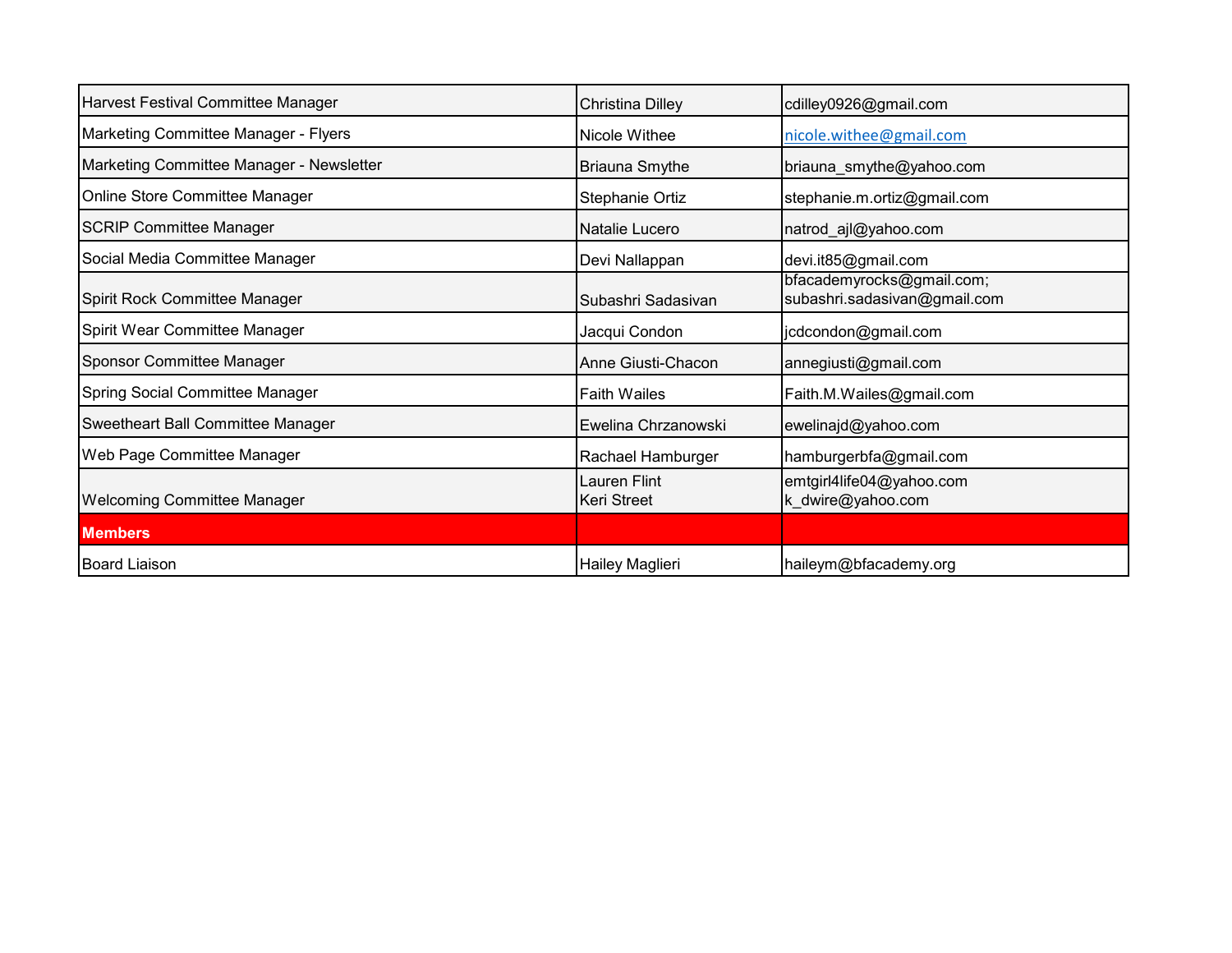| | | |
|---|---|---|
| Harvest Festival Committee Manager | Christina Dilley | cdilley0926@gmail.com |
| Marketing Committee Manager - Flyers | Nicole Withee | nicole.withee@gmail.com |
| Marketing Committee Manager - Newsletter | Briauna Smythe | briauna_smythe@yahoo.com |
| Online Store Committee Manager | Stephanie Ortiz | stephanie.m.ortiz@gmail.com |
| SCRIP Committee Manager | Natalie Lucero | natrod_ajl@yahoo.com |
| Social Media Committee Manager | Devi Nallappan | devi.it85@gmail.com |
| Spirit Rock Committee Manager | Subashri Sadasivan | bfacademyrocks@gmail.com; subashri.sadasivan@gmail.com |
| Spirit Wear Committee Manager | Jacqui Condon | jcdcondon@gmail.com |
| Sponsor Committee Manager | Anne Giusti-Chacon | annegiusti@gmail.com |
| Spring Social Committee Manager | Faith Wailes | Faith.M.Wailes@gmail.com |
| Sweetheart Ball Committee Manager | Ewelina Chrzanowski | ewelinajd@yahoo.com |
| Web Page Committee Manager | Rachael Hamburger | hamburgerbfa@gmail.com |
| Welcoming Committee Manager | Lauren Flint<br>Keri Street | emtgirl4life04@yahoo.com<br>k_dwire@yahoo.com |
| **Members** | | |
| Board Liaison | Hailey Maglieri | haileym@bfacademy.org |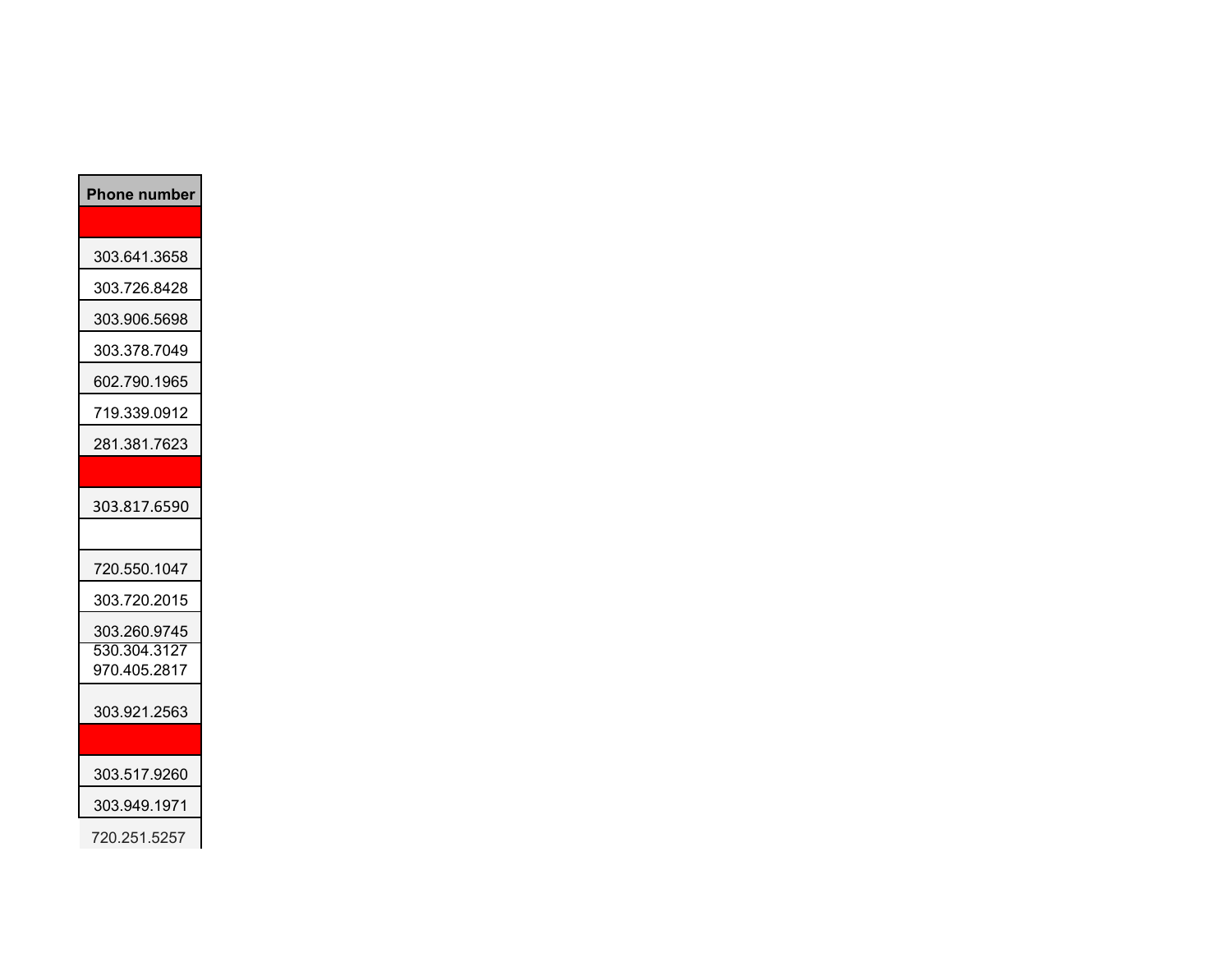| Phone number |
| --- |
| |
| 303.641.3658 |
| 303.726.8428 |
| 303.906.5698 |
| 303.378.7049 |
| 602.790.1965 |
| 719.339.0912 |
| 281.381.7623 |
| |
| 303.817.6590 |
| |
| 720.550.1047 |
| 303.720.2015 |
| 303.260.9745 |
| 530.304.3127 970.405.2817 |
| 303.921.2563 |
| |
| 303.517.9260 |
| 303.949.1971 |
| 720.251.5257 |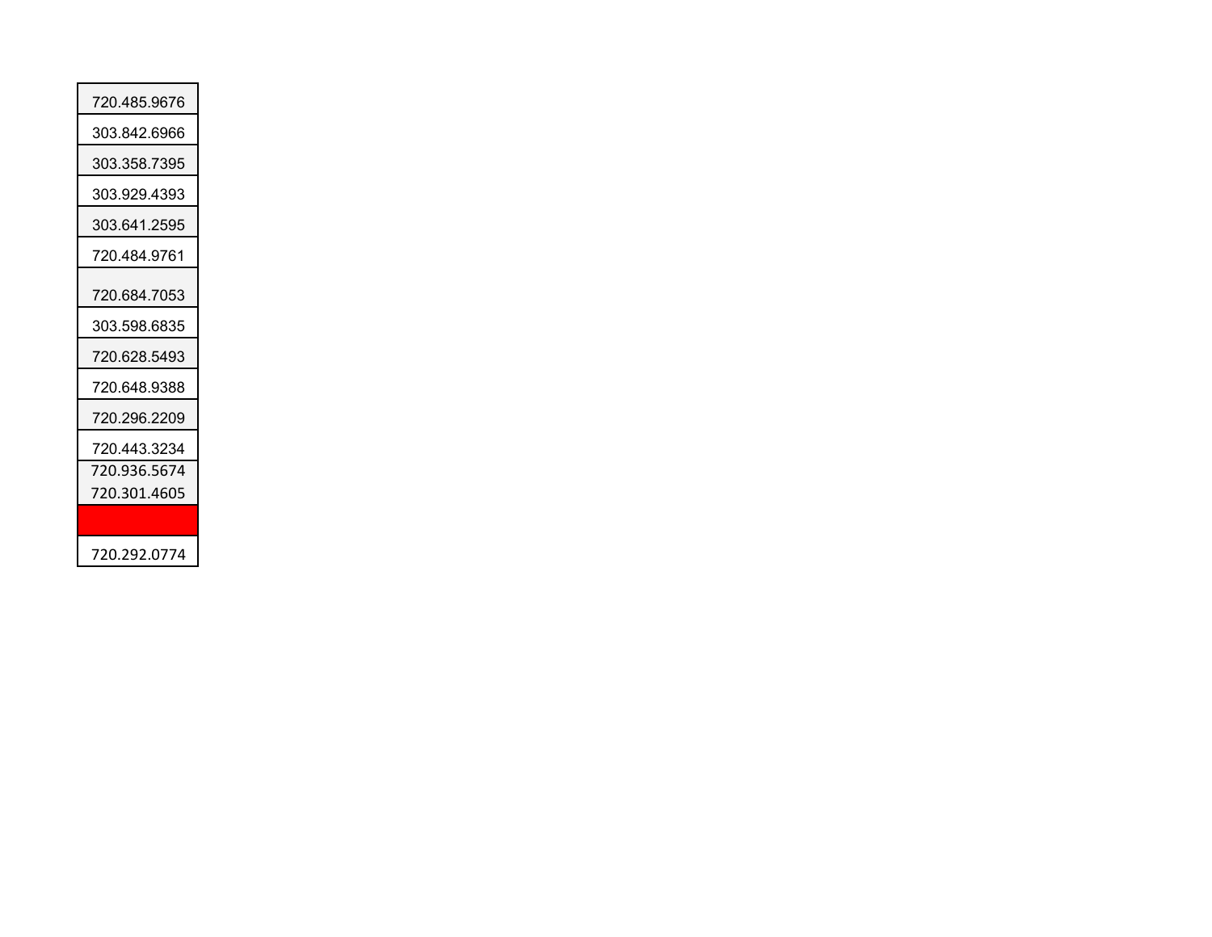| |
|---|
| 720.485.9676 |
| 303.842.6966 |
| 303.358.7395 |
| 303.929.4393 |
| 303.641.2595 |
| 720.484.9761 |
| 720.684.7053 |
| 303.598.6835 |
| 720.628.5493 |
| 720.648.9388 |
| 720.296.2209 |
| 720.443.3234 |
| 720.936.5674 720.301.4605 |
| |
| 720.292.0774 |